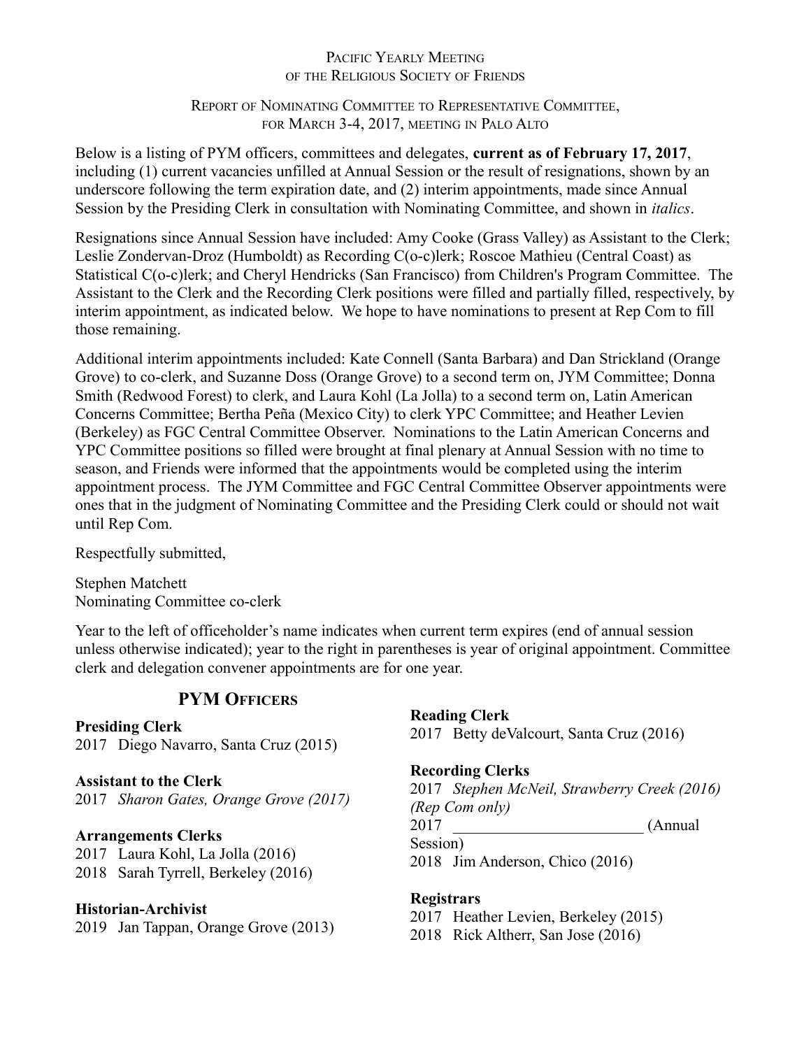# Pacific Yearly Meeting of the Religious Society of Friends

## Report of Nominating Committee to Representative Committee, for March 3-4, 2017, meeting in Palo Alto

Below is a listing of PYM officers, committees and delegates, **current as of February 17, 2017**, including (1) current vacancies unfilled at Annual Session or the result of resignations, shown by an underscore following the term expiration date, and (2) interim appointments, made since Annual Session by the Presiding Clerk in consultation with Nominating Committee, and shown in *italics*.

Resignations since Annual Session have included: Amy Cooke (Grass Valley) as Assistant to the Clerk; Leslie Zondervan-Droz (Humboldt) as Recording C(o-c)lerk; Roscoe Mathieu (Central Coast) as Statistical C(o-c)lerk; and Cheryl Hendricks (San Francisco) from Children's Program Committee. The Assistant to the Clerk and the Recording Clerk positions were filled and partially filled, respectively, by interim appointment, as indicated below. We hope to have nominations to present at Rep Com to fill those remaining.

Additional interim appointments included: Kate Connell (Santa Barbara) and Dan Strickland (Orange Grove) to co-clerk, and Suzanne Doss (Orange Grove) to a second term on, JYM Committee; Donna Smith (Redwood Forest) to clerk, and Laura Kohl (La Jolla) to a second term on, Latin American Concerns Committee; Bertha Peña (Mexico City) to clerk YPC Committee; and Heather Levien (Berkeley) as FGC Central Committee Observer. Nominations to the Latin American Concerns and YPC Committee positions so filled were brought at final plenary at Annual Session with no time to season, and Friends were informed that the appointments would be completed using the interim appointment process. The JYM Committee and FGC Central Committee Observer appointments were ones that in the judgment of Nominating Committee and the Presiding Clerk could or should not wait until Rep Com.

Respectfully submitted,

Stephen Matchett
Nominating Committee co-clerk

Year to the left of officeholder's name indicates when current term expires (end of annual session unless otherwise indicated); year to the right in parentheses is year of original appointment. Committee clerk and delegation convener appointments are for one year.

## PYM Officers

**Presiding Clerk**
2017 Diego Navarro, Santa Cruz (2015)

**Assistant to the Clerk**
2017 *Sharon Gates, Orange Grove (2017)*

**Arrangements Clerks**
2017 Laura Kohl, La Jolla (2016)
2018 Sarah Tyrrell, Berkeley (2016)

**Historian-Archivist**
2019 Jan Tappan, Orange Grove (2013)

**Reading Clerk**
2017 Betty deValcourt, Santa Cruz (2016)

**Recording Clerks**
2017 *Stephen McNeil, Strawberry Creek (2016) (Rep Com only)*
2017 ________________________ (Annual Session)
2018 Jim Anderson, Chico (2016)

**Registrars**
2017 Heather Levien, Berkeley (2015)
2018 Rick Altherr, San Jose (2016)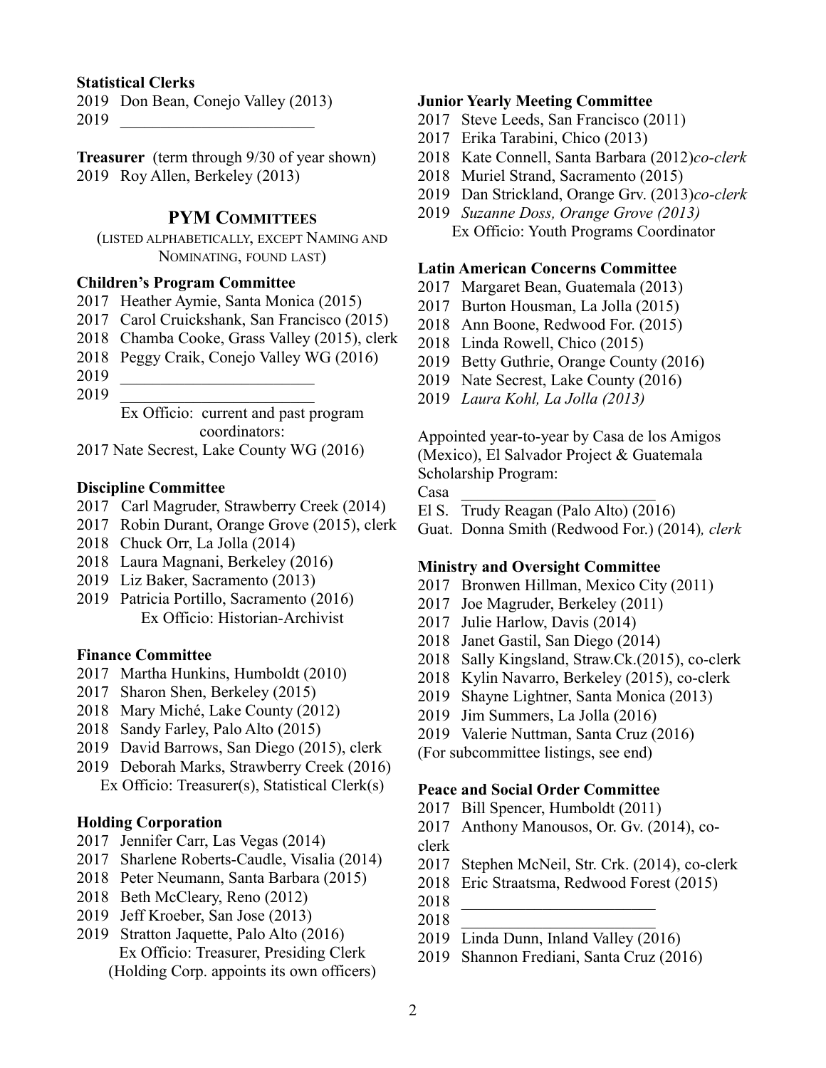**Statistical Clerks**

2019 Don Bean, Conejo Valley (2013)
2019 ________________________

**Treasurer** (term through 9/30 of year shown)
2019 Roy Allen, Berkeley (2013)

## PYM COMMITTEES

(LISTED ALPHABETICALLY, EXCEPT NAMING AND NOMINATING, FOUND LAST)

**Children's Program Committee**

2017 Heather Aymie, Santa Monica (2015)
2017 Carol Cruickshank, San Francisco (2015)
2018 Chamba Cooke, Grass Valley (2015), clerk
2018 Peggy Craik, Conejo Valley WG (2016)
2019 ________________________
2019 ________________________
Ex Officio: current and past program coordinators:
2017 Nate Secrest, Lake County WG (2016)

**Discipline Committee**

2017 Carl Magruder, Strawberry Creek (2014)
2017 Robin Durant, Orange Grove (2015), clerk
2018 Chuck Orr, La Jolla (2014)
2018 Laura Magnani, Berkeley (2016)
2019 Liz Baker, Sacramento (2013)
2019 Patricia Portillo, Sacramento (2016)
Ex Officio: Historian-Archivist

**Finance Committee**

2017 Martha Hunkins, Humboldt (2010)
2017 Sharon Shen, Berkeley (2015)
2018 Mary Miché, Lake County (2012)
2018 Sandy Farley, Palo Alto (2015)
2019 David Barrows, San Diego (2015), clerk
2019 Deborah Marks, Strawberry Creek (2016)
Ex Officio: Treasurer(s), Statistical Clerk(s)

**Holding Corporation**

2017 Jennifer Carr, Las Vegas (2014)
2017 Sharlene Roberts-Caudle, Visalia (2014)
2018 Peter Neumann, Santa Barbara (2015)
2018 Beth McCleary, Reno (2012)
2019 Jeff Kroeber, San Jose (2013)
2019 Stratton Jaquette, Palo Alto (2016)
Ex Officio: Treasurer, Presiding Clerk
(Holding Corp. appoints its own officers)

**Junior Yearly Meeting Committee**

2017 Steve Leeds, San Francisco (2011)
2017 Erika Tarabini, Chico (2013)
2018 Kate Connell, Santa Barbara (2012)*co-clerk*
2018 Muriel Strand, Sacramento (2015)
2019 Dan Strickland, Orange Grv. (2013)*co-clerk*
2019 *Suzanne Doss, Orange Grove (2013)*
Ex Officio: Youth Programs Coordinator

**Latin American Concerns Committee**

2017 Margaret Bean, Guatemala (2013)
2017 Burton Housman, La Jolla (2015)
2018 Ann Boone, Redwood For. (2015)
2018 Linda Rowell, Chico (2015)
2019 Betty Guthrie, Orange County (2016)
2019 Nate Secrest, Lake County (2016)
2019 *Laura Kohl, La Jolla (2013)*

Appointed year-to-year by Casa de los Amigos (Mexico), El Salvador Project & Guatemala Scholarship Program:

Casa ________________________
El S. Trudy Reagan (Palo Alto) (2016)
Guat. Donna Smith (Redwood For.) (2014)*, clerk*

**Ministry and Oversight Committee**

2017 Bronwen Hillman, Mexico City (2011)
2017 Joe Magruder, Berkeley (2011)
2017 Julie Harlow, Davis (2014)
2018 Janet Gastil, San Diego (2014)
2018 Sally Kingsland, Straw.Ck.(2015), co-clerk
2018 Kylin Navarro, Berkeley (2015), co-clerk
2019 Shayne Lightner, Santa Monica (2013)
2019 Jim Summers, La Jolla (2016)
2019 Valerie Nuttman, Santa Cruz (2016)
(For subcommittee listings, see end)

**Peace and Social Order Committee**

2017 Bill Spencer, Humboldt (2011)
2017 Anthony Manousos, Or. Gv. (2014), co-clerk
2017 Stephen McNeil, Str. Crk. (2014), co-clerk
2018 Eric Straatsma, Redwood Forest (2015)
2018 ________________________
2018 ________________________
2019 Linda Dunn, Inland Valley (2016)
2019 Shannon Frediani, Santa Cruz (2016)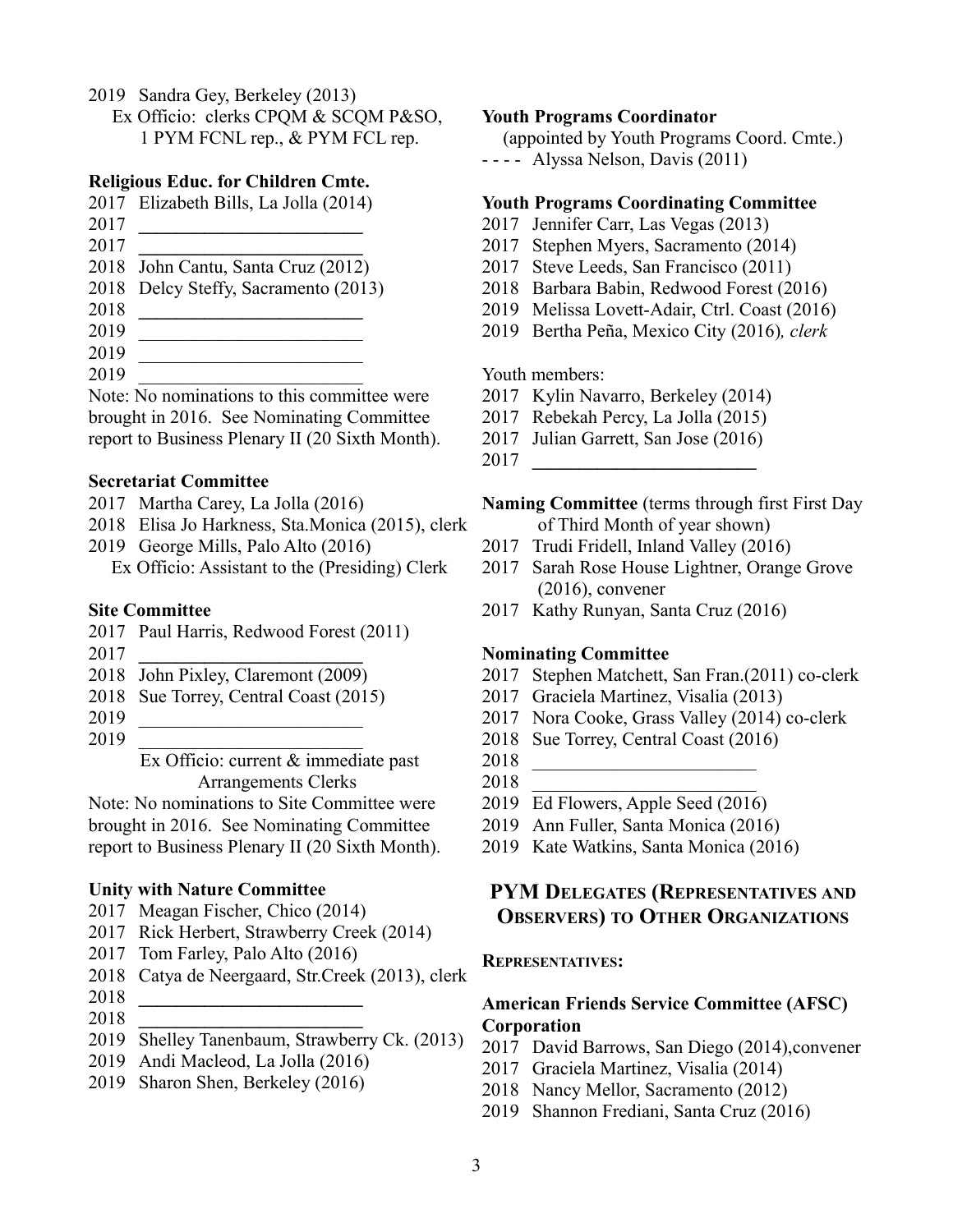2019 Sandra Gey, Berkeley (2013)
Ex Officio: clerks CPQM & SCQM P&SO, 1 PYM FCNL rep., & PYM FCL rep.

**Religious Educ. for Children Cmte.**

2017 Elizabeth Bills, La Jolla (2014)
2017 ________________________
2017 ________________________
2018 John Cantu, Santa Cruz (2012)
2018 Delcy Steffy, Sacramento (2013)
2018 ________________________
2019 ________________________
2019 ________________________
2019 ________________________

Note: No nominations to this committee were brought in 2016. See Nominating Committee report to Business Plenary II (20 Sixth Month).

**Secretariat Committee**

2017 Martha Carey, La Jolla (2016)
2018 Elisa Jo Harkness, Sta.Monica (2015), clerk
2019 George Mills, Palo Alto (2016)
Ex Officio: Assistant to the (Presiding) Clerk

**Site Committee**

2017 Paul Harris, Redwood Forest (2011)
2017 ________________________
2018 John Pixley, Claremont (2009)
2018 Sue Torrey, Central Coast (2015)
2019 ________________________
2019 ________________________
Ex Officio: current & immediate past Arrangements Clerks

Note: No nominations to Site Committee were brought in 2016. See Nominating Committee report to Business Plenary II (20 Sixth Month).

**Unity with Nature Committee**

2017 Meagan Fischer, Chico (2014)
2017 Rick Herbert, Strawberry Creek (2014)
2017 Tom Farley, Palo Alto (2016)
2018 Catya de Neergaard, Str.Creek (2013), clerk
2018 ________________________
2018 ________________________
2019 Shelley Tanenbaum, Strawberry Ck. (2013)
2019 Andi Macleod, La Jolla (2016)
2019 Sharon Shen, Berkeley (2016)

**Youth Programs Coordinator**
(appointed by Youth Programs Coord. Cmte.)
- - - - Alyssa Nelson, Davis (2011)

**Youth Programs Coordinating Committee**

2017 Jennifer Carr, Las Vegas (2013)
2017 Stephen Myers, Sacramento (2014)
2017 Steve Leeds, San Francisco (2011)
2018 Barbara Babin, Redwood Forest (2016)
2019 Melissa Lovett-Adair, Ctrl. Coast (2016)
2019 Bertha Peña, Mexico City (2016)*, clerk*

Youth members:

2017 Kylin Navarro, Berkeley (2014)
2017 Rebekah Percy, La Jolla (2015)
2017 Julian Garrett, San Jose (2016)
2017 ________________________

**Naming Committee** (terms through first First Day of Third Month of year shown)

2017 Trudi Fridell, Inland Valley (2016)
2017 Sarah Rose House Lightner, Orange Grove (2016), convener
2017 Kathy Runyan, Santa Cruz (2016)

**Nominating Committee**

2017 Stephen Matchett, San Fran.(2011) co-clerk
2017 Graciela Martinez, Visalia (2013)
2017 Nora Cooke, Grass Valley (2014) co-clerk
2018 Sue Torrey, Central Coast (2016)
2018 ________________________
2018 ________________________
2019 Ed Flowers, Apple Seed (2016)
2019 Ann Fuller, Santa Monica (2016)
2019 Kate Watkins, Santa Monica (2016)

## PYM Delegates (Representatives and Observers) to Other Organizations

**REPRESENTATIVES:**

**American Friends Service Committee (AFSC) Corporation**

2017 David Barrows, San Diego (2014),convener
2017 Graciela Martinez, Visalia (2014)
2018 Nancy Mellor, Sacramento (2012)
2019 Shannon Frediani, Santa Cruz (2016)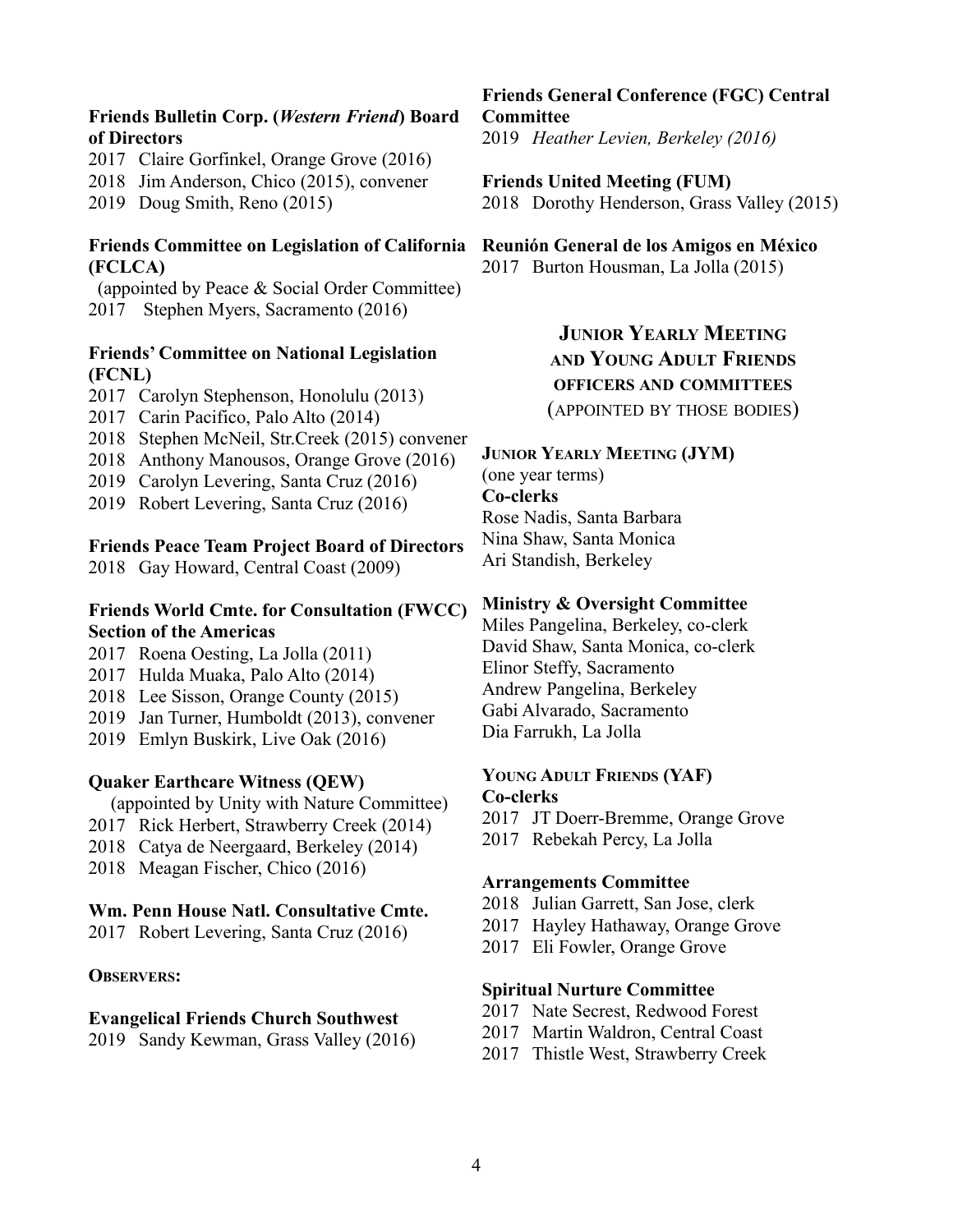**Friends Bulletin Corp. (*Western Friend*) Board of Directors**

2017 Claire Gorfinkel, Orange Grove (2016)
2018 Jim Anderson, Chico (2015), convener
2019 Doug Smith, Reno (2015)

**Friends Committee on Legislation of California (FCLCA)**

(appointed by Peace & Social Order Committee)
2017 Stephen Myers, Sacramento (2016)

**Friends' Committee on National Legislation (FCNL)**

2017 Carolyn Stephenson, Honolulu (2013)
2017 Carin Pacifico, Palo Alto (2014)
2018 Stephen McNeil, Str.Creek (2015) convener
2018 Anthony Manousos, Orange Grove (2016)
2019 Carolyn Levering, Santa Cruz (2016)
2019 Robert Levering, Santa Cruz (2016)

**Friends Peace Team Project Board of Directors**

2018 Gay Howard, Central Coast (2009)

**Friends World Cmte. for Consultation (FWCC) Section of the Americas**

2017 Roena Oesting, La Jolla (2011)
2017 Hulda Muaka, Palo Alto (2014)
2018 Lee Sisson, Orange County (2015)
2019 Jan Turner, Humboldt (2013), convener
2019 Emlyn Buskirk, Live Oak (2016)

**Quaker Earthcare Witness (QEW)**

(appointed by Unity with Nature Committee)
2017 Rick Herbert, Strawberry Creek (2014)
2018 Catya de Neergaard, Berkeley (2014)
2018 Meagan Fischer, Chico (2016)

**Wm. Penn House Natl. Consultative Cmte.**

2017 Robert Levering, Santa Cruz (2016)

**OBSERVERS:**

**Evangelical Friends Church Southwest**

2019 Sandy Kewman, Grass Valley (2016)

**Friends General Conference (FGC) Central Committee**

2019 *Heather Levien, Berkeley (2016)*

**Friends United Meeting (FUM)**

2018 Dorothy Henderson, Grass Valley (2015)

**Reunión General de los Amigos en México**

2017 Burton Housman, La Jolla (2015)

## JUNIOR YEARLY MEETING AND YOUNG ADULT FRIENDS OFFICERS AND COMMITTEES

(APPOINTED BY THOSE BODIES)

**JUNIOR YEARLY MEETING (JYM)**

(one year terms)

**Co-clerks**

Rose Nadis, Santa Barbara
Nina Shaw, Santa Monica
Ari Standish, Berkeley

**Ministry & Oversight Committee**

Miles Pangelina, Berkeley, co-clerk
David Shaw, Santa Monica, co-clerk
Elinor Steffy, Sacramento
Andrew Pangelina, Berkeley
Gabi Alvarado, Sacramento
Dia Farrukh, La Jolla

**YOUNG ADULT FRIENDS (YAF)**

**Co-clerks**

2017 JT Doerr-Bremme, Orange Grove
2017 Rebekah Percy, La Jolla

**Arrangements Committee**

2018 Julian Garrett, San Jose, clerk
2017 Hayley Hathaway, Orange Grove
2017 Eli Fowler, Orange Grove

**Spiritual Nurture Committee**

2017 Nate Secrest, Redwood Forest
2017 Martin Waldron, Central Coast
2017 Thistle West, Strawberry Creek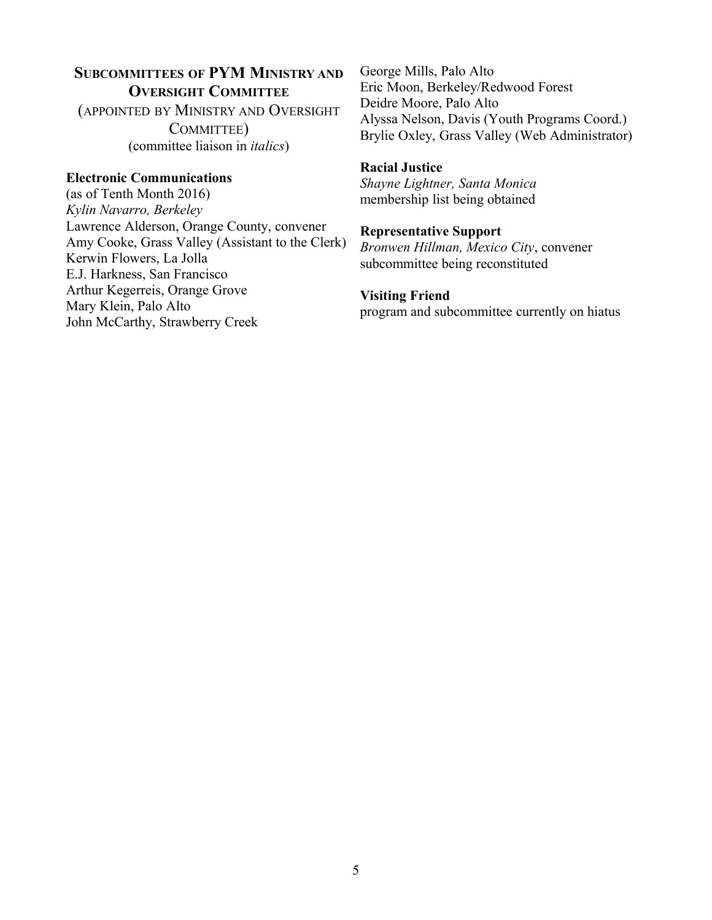## Subcommittees of PYM Ministry and Oversight Committee

(Appointed by Ministry and Oversight Committee)
(committee liaison in *italics*)

**Electronic Communications**
(as of Tenth Month 2016)
*Kylin Navarro, Berkeley*
Lawrence Alderson, Orange County, convener
Amy Cooke, Grass Valley (Assistant to the Clerk)
Kerwin Flowers, La Jolla
E.J. Harkness, San Francisco
Arthur Kegerreis, Orange Grove
Mary Klein, Palo Alto
John McCarthy, Strawberry Creek
George Mills, Palo Alto
Eric Moon, Berkeley/Redwood Forest
Deidre Moore, Palo Alto
Alyssa Nelson, Davis (Youth Programs Coord.)
Brylie Oxley, Grass Valley (Web Administrator)

**Racial Justice**
*Shayne Lightner, Santa Monica*
membership list being obtained

**Representative Support**
*Bronwen Hillman, Mexico City*, convener
subcommittee being reconstituted

**Visiting Friend**
program and subcommittee currently on hiatus